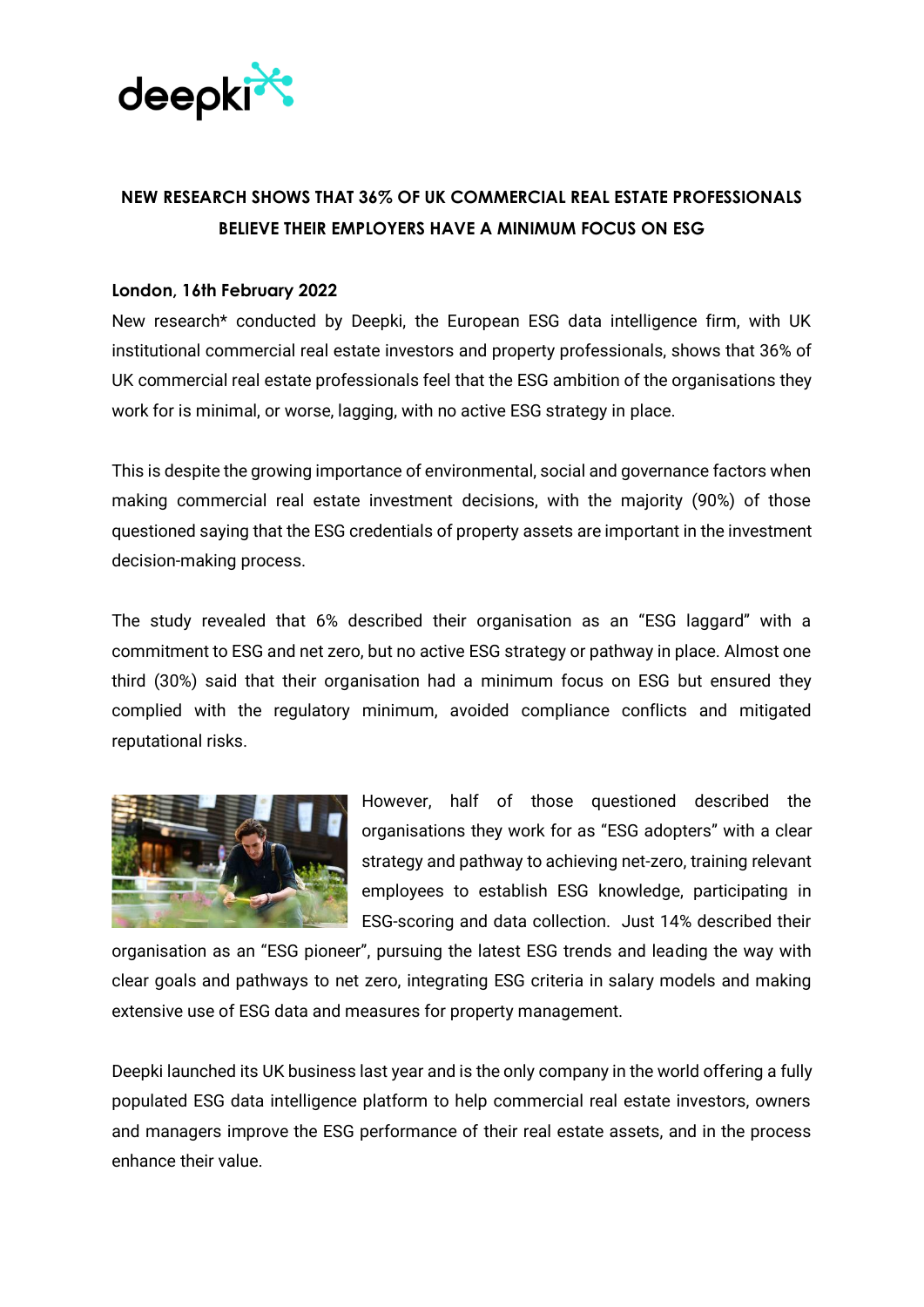deepki

# NEW RESEARCH SHOWS THAT 36% OF UK COMMERCIAL REAL ESTATE PROFESSIONALS BELIEVE THEIR EMPLOYERS HAVE A MINIMUM FOCUS ON ESG

**London, 16th February 2022**

New research* conducted by Deepki, the European ESG data intelligence firm, with UK institutional commercial real estate investors and property professionals, shows that 36% of UK commercial real estate professionals feel that the ESG ambition of the organisations they work for is minimal, or worse, lagging, with no active ESG strategy in place.

This is despite the growing importance of environmental, social and governance factors when making commercial real estate investment decisions, with the majority (90%) of those questioned saying that the ESG credentials of property assets are important in the investment decision-making process.

The study revealed that 6% described their organisation as an "ESG laggard" with a commitment to ESG and net zero, but no active ESG strategy or pathway in place. Almost one third (30%) said that their organisation had a minimum focus on ESG but ensured they complied with the regulatory minimum, avoided compliance conflicts and mitigated reputational risks.

However, half of those questioned described the organisations they work for as "ESG adopters" with a clear strategy and pathway to achieving net-zero, training relevant employees to establish ESG knowledge, participating in ESG-scoring and data collection. Just 14% described their organisation as an "ESG pioneer", pursuing the latest ESG trends and leading the way with clear goals and pathways to net zero, integrating ESG criteria in salary models and making extensive use of ESG data and measures for property management.

Deepki launched its UK business last year and is the only company in the world offering a fully populated ESG data intelligence platform to help commercial real estate investors, owners and managers improve the ESG performance of their real estate assets, and in the process enhance their value.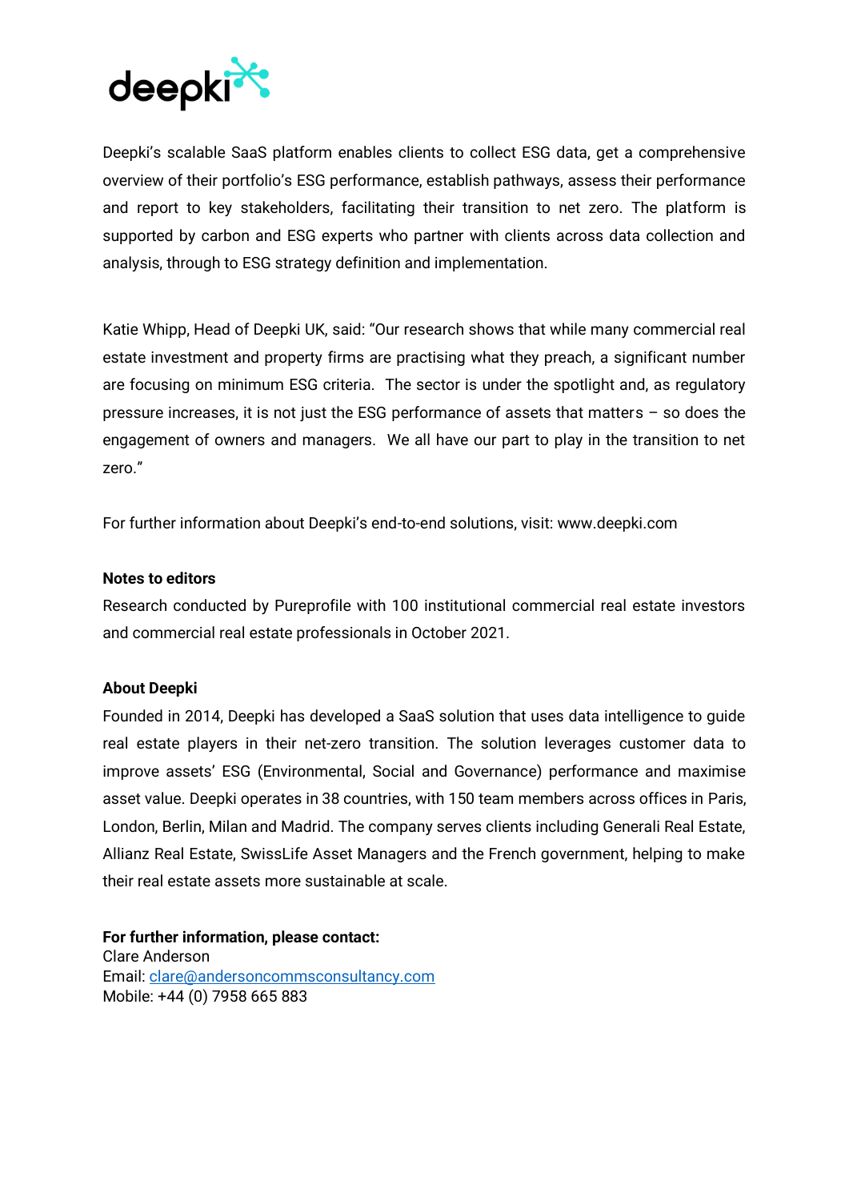Deepki's scalable SaaS platform enables clients to collect ESG data, get a comprehensive overview of their portfolio's ESG performance, establish pathways, assess their performance and report to key stakeholders, facilitating their transition to net zero. The platform is supported by carbon and ESG experts who partner with clients across data collection and analysis, through to ESG strategy definition and implementation.

Katie Whipp, Head of Deepki UK, said: "Our research shows that while many commercial real estate investment and property firms are practising what they preach, a significant number are focusing on minimum ESG criteria. The sector is under the spotlight and, as regulatory pressure increases, it is not just the ESG performance of assets that matters – so does the engagement of owners and managers. We all have our part to play in the transition to net zero."

For further information about Deepki's end-to-end solutions, visit: www.deepki.com

**Notes to editors**

Research conducted by Pureprofile with 100 institutional commercial real estate investors and commercial real estate professionals in October 2021.

**About Deepki**

Founded in 2014, Deepki has developed a SaaS solution that uses data intelligence to guide real estate players in their net-zero transition. The solution leverages customer data to improve assets' ESG (Environmental, Social and Governance) performance and maximise asset value. Deepki operates in 38 countries, with 150 team members across offices in Paris, London, Berlin, Milan and Madrid. The company serves clients including Generali Real Estate, Allianz Real Estate, SwissLife Asset Managers and the French government, helping to make their real estate assets more sustainable at scale.

**For further information, please contact:**

Clare Anderson
Email: clare@andersoncommsconsultancy.com
Mobile: +44 (0) 7958 665 883